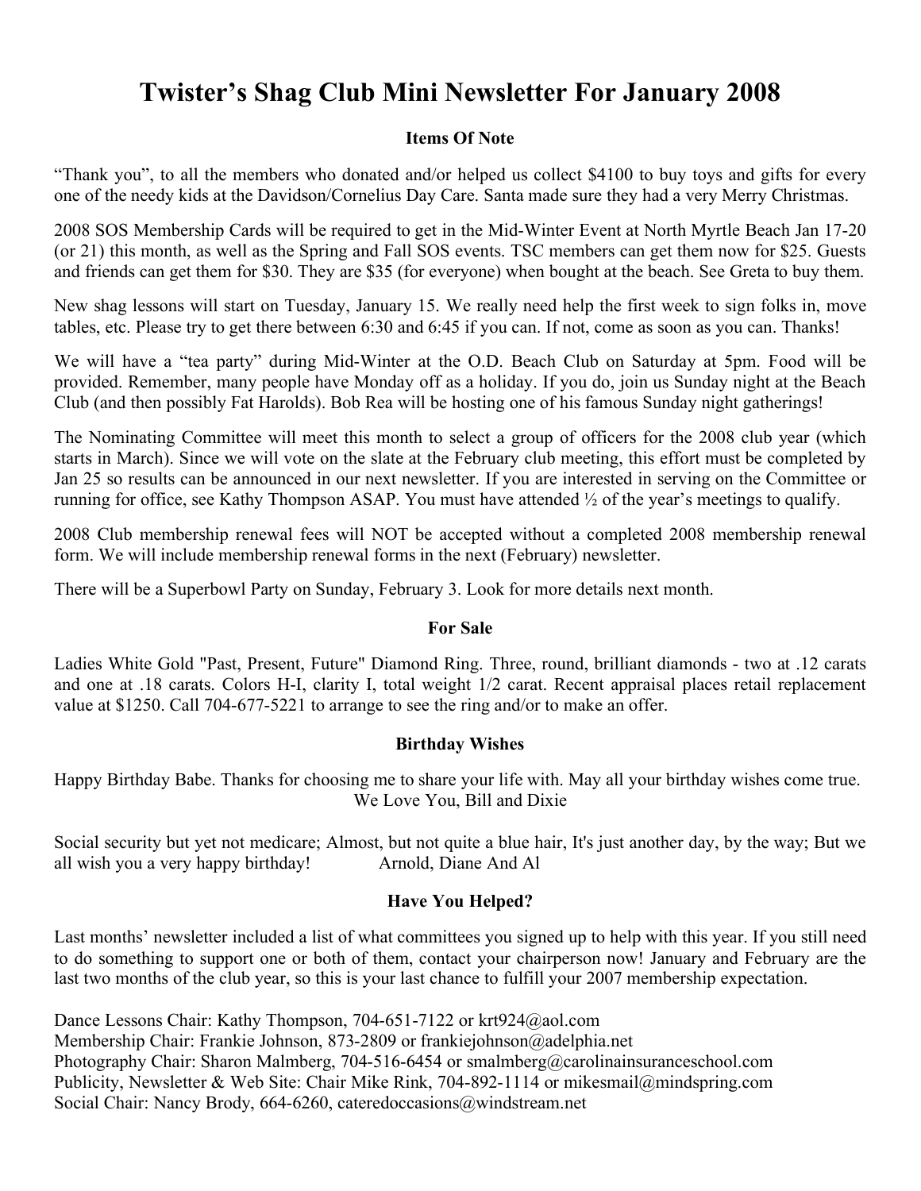# Twister's Shag Club Mini Newsletter For January 2008

## Items Of Note

"Thank you", to all the members who donated and/or helped us collect $4100 to buy toys and gifts for every one of the needy kids at the Davidson/Cornelius Day Care. Santa made sure they had a very Merry Christmas.

2008 SOS Membership Cards will be required to get in the Mid-Winter Event at North Myrtle Beach Jan 17-20 (or 21) this month, as well as the Spring and Fall SOS events. TSC members can get them now for $25. Guests and friends can get them for $30. They are $35 (for everyone) when bought at the beach. See Greta to buy them.

New shag lessons will start on Tuesday, January 15. We really need help the first week to sign folks in, move tables, etc. Please try to get there between 6:30 and 6:45 if you can. If not, come as soon as you can. Thanks!

We will have a "tea party" during Mid-Winter at the O.D. Beach Club on Saturday at 5pm. Food will be provided. Remember, many people have Monday off as a holiday. If you do, join us Sunday night at the Beach Club (and then possibly Fat Harolds). Bob Rea will be hosting one of his famous Sunday night gatherings!

The Nominating Committee will meet this month to select a group of officers for the 2008 club year (which starts in March). Since we will vote on the slate at the February club meeting, this effort must be completed by Jan 25 so results can be announced in our next newsletter. If you are interested in serving on the Committee or running for office, see Kathy Thompson ASAP. You must have attended ½ of the year's meetings to qualify.

2008 Club membership renewal fees will NOT be accepted without a completed 2008 membership renewal form. We will include membership renewal forms in the next (February) newsletter.

There will be a Superbowl Party on Sunday, February 3. Look for more details next month.

## For Sale

Ladies White Gold "Past, Present, Future" Diamond Ring. Three, round, brilliant diamonds - two at .12 carats and one at .18 carats. Colors H-I, clarity I, total weight 1/2 carat. Recent appraisal places retail replacement value at $1250. Call 704-677-5221 to arrange to see the ring and/or to make an offer.

## Birthday Wishes

Happy Birthday Babe. Thanks for choosing me to share your life with. May all your birthday wishes come true.
We Love You, Bill and Dixie

Social security but yet not medicare; Almost, but not quite a blue hair, It's just another day, by the way; But we all wish you a very happy birthday! Arnold, Diane And Al

## Have You Helped?

Last months' newsletter included a list of what committees you signed up to help with this year. If you still need to do something to support one or both of them, contact your chairperson now! January and February are the last two months of the club year, so this is your last chance to fulfill your 2007 membership expectation.

Dance Lessons Chair: Kathy Thompson, 704-651-7122 or krt924@aol.com
Membership Chair: Frankie Johnson, 873-2809 or frankiejohnson@adelphia.net
Photography Chair: Sharon Malmberg, 704-516-6454 or smalmberg@carolinainsuranceschool.com
Publicity, Newsletter & Web Site: Chair Mike Rink, 704-892-1114 or mikesmail@mindspring.com
Social Chair: Nancy Brody, 664-6260, cateredoccasions@windstream.net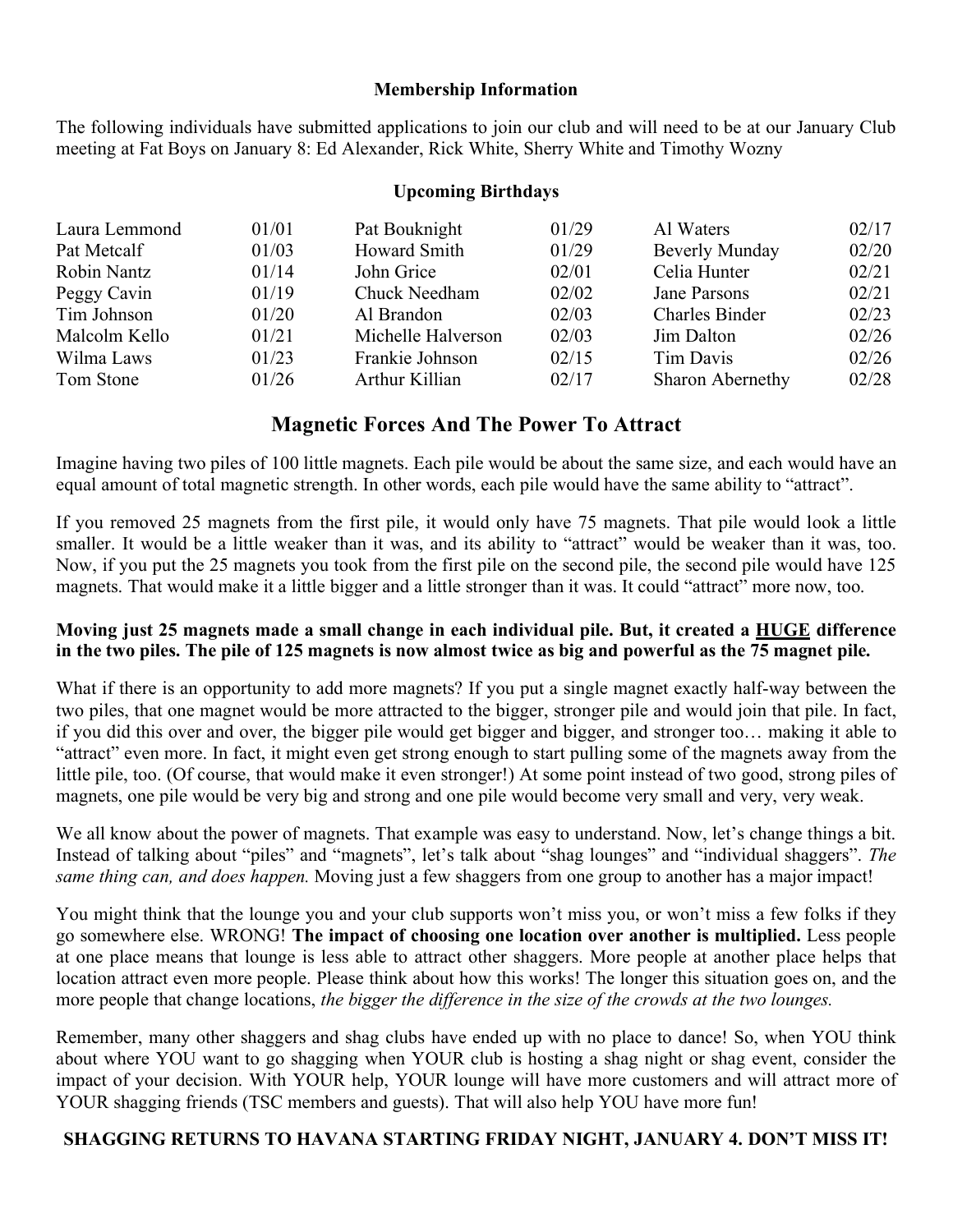## Membership Information

The following individuals have submitted applications to join our club and will need to be at our January Club meeting at Fat Boys on January 8: Ed Alexander, Rick White, Sherry White and Timothy Wozny

## Upcoming Birthdays

| | | | | | |
|---|---|---|---|---|---|
| Laura Lemmond | 01/01 | Pat Bouknight | 01/29 | Al Waters | 02/17 |
| Pat Metcalf | 01/03 | Howard Smith | 01/29 | Beverly Munday | 02/20 |
| Robin Nantz | 01/14 | John Grice | 02/01 | Celia Hunter | 02/21 |
| Peggy Cavin | 01/19 | Chuck Needham | 02/02 | Jane Parsons | 02/21 |
| Tim Johnson | 01/20 | Al Brandon | 02/03 | Charles Binder | 02/23 |
| Malcolm Kello | 01/21 | Michelle Halverson | 02/03 | Jim Dalton | 02/26 |
| Wilma Laws | 01/23 | Frankie Johnson | 02/15 | Tim Davis | 02/26 |
| Tom Stone | 01/26 | Arthur Killian | 02/17 | Sharon Abernethy | 02/28 |

# Magnetic Forces And The Power To Attract

Imagine having two piles of 100 little magnets. Each pile would be about the same size, and each would have an equal amount of total magnetic strength. In other words, each pile would have the same ability to "attract".

If you removed 25 magnets from the first pile, it would only have 75 magnets. That pile would look a little smaller. It would be a little weaker than it was, and its ability to "attract" would be weaker than it was, too. Now, if you put the 25 magnets you took from the first pile on the second pile, the second pile would have 125 magnets. That would make it a little bigger and a little stronger than it was. It could "attract" more now, too.

**Moving just 25 magnets made a small change in each individual pile. But, it created a <u>HUGE</u> difference in the two piles. The pile of 125 magnets is now almost twice as big and powerful as the 75 magnet pile.**

What if there is an opportunity to add more magnets? If you put a single magnet exactly half-way between the two piles, that one magnet would be more attracted to the bigger, stronger pile and would join that pile. In fact, if you did this over and over, the bigger pile would get bigger and bigger, and stronger too… making it able to "attract" even more. In fact, it might even get strong enough to start pulling some of the magnets away from the little pile, too. (Of course, that would make it even stronger!) At some point instead of two good, strong piles of magnets, one pile would be very big and strong and one pile would become very small and very, very weak.

We all know about the power of magnets. That example was easy to understand. Now, let's change things a bit. Instead of talking about "piles" and "magnets", let's talk about "shag lounges" and "individual shaggers". *The same thing can, and does happen.* Moving just a few shaggers from one group to another has a major impact!

You might think that the lounge you and your club supports won't miss you, or won't miss a few folks if they go somewhere else. WRONG! **The impact of choosing one location over another is multiplied.** Less people at one place means that lounge is less able to attract other shaggers. More people at another place helps that location attract even more people. Please think about how this works! The longer this situation goes on, and the more people that change locations, *the bigger the difference in the size of the crowds at the two lounges.*

Remember, many other shaggers and shag clubs have ended up with no place to dance! So, when YOU think about where YOU want to go shagging when YOUR club is hosting a shag night or shag event, consider the impact of your decision. With YOUR help, YOUR lounge will have more customers and will attract more of YOUR shagging friends (TSC members and guests). That will also help YOU have more fun!

**SHAGGING RETURNS TO HAVANA STARTING FRIDAY NIGHT, JANUARY 4. DON'T MISS IT!**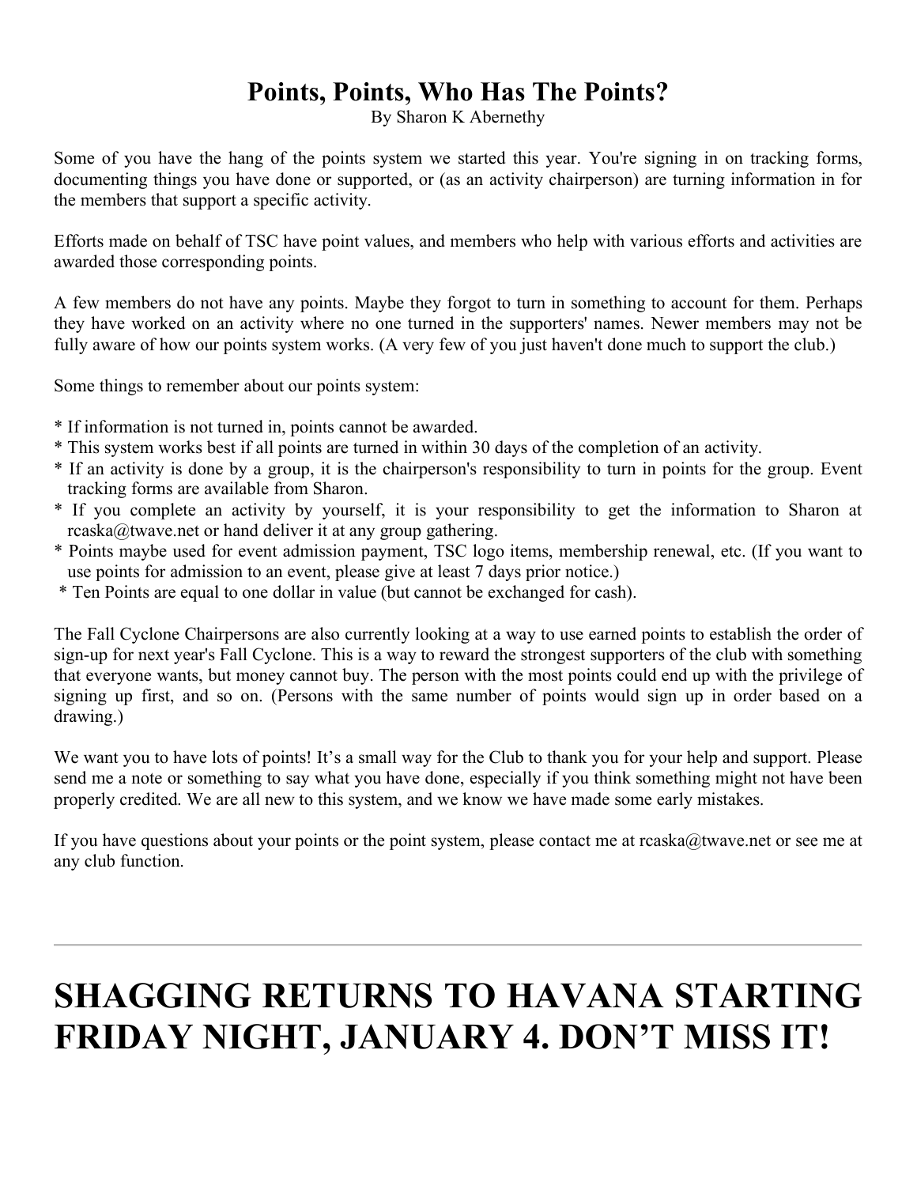## Points, Points, Who Has The Points?

By Sharon K Abernethy

Some of you have the hang of the points system we started this year. You're signing in on tracking forms, documenting things you have done or supported, or (as an activity chairperson) are turning information in for the members that support a specific activity.

Efforts made on behalf of TSC have point values, and members who help with various efforts and activities are awarded those corresponding points.

A few members do not have any points. Maybe they forgot to turn in something to account for them. Perhaps they have worked on an activity where no one turned in the supporters' names. Newer members may not be fully aware of how our points system works. (A very few of you just haven't done much to support the club.)

Some things to remember about our points system:

* If information is not turned in, points cannot be awarded.
* This system works best if all points are turned in within 30 days of the completion of an activity.
* If an activity is done by a group, it is the chairperson's responsibility to turn in points for the group. Event tracking forms are available from Sharon.
* If you complete an activity by yourself, it is your responsibility to get the information to Sharon at rcaska@twave.net or hand deliver it at any group gathering.
* Points maybe used for event admission payment, TSC logo items, membership renewal, etc. (If you want to use points for admission to an event, please give at least 7 days prior notice.)
* Ten Points are equal to one dollar in value (but cannot be exchanged for cash).

The Fall Cyclone Chairpersons are also currently looking at a way to use earned points to establish the order of sign-up for next year's Fall Cyclone. This is a way to reward the strongest supporters of the club with something that everyone wants, but money cannot buy. The person with the most points could end up with the privilege of signing up first, and so on. (Persons with the same number of points would sign up in order based on a drawing.)

We want you to have lots of points! It's a small way for the Club to thank you for your help and support. Please send me a note or something to say what you have done, especially if you think something might not have been properly credited. We are all new to this system, and we know we have made some early mistakes.

If you have questions about your points or the point system, please contact me at rcaska@twave.net or see me at any club function.

---

# SHAGGING RETURNS TO HAVANA STARTING FRIDAY NIGHT, JANUARY 4. DON'T MISS IT!